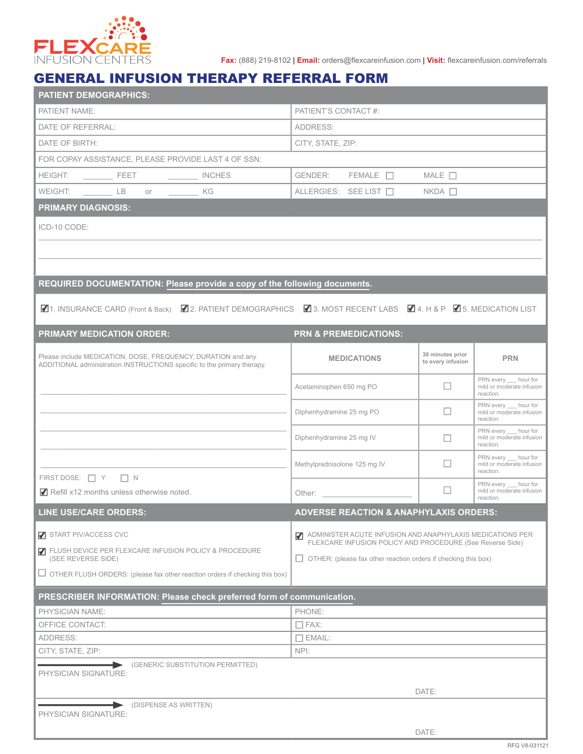FLEXCARE INFUSION CENTERS

**Fax:** (888) 219-8102 | **Email:** orders@flexcareinfusion.com | **Visit:** flexcareinfusion.com/referrals

# GENERAL INFUSION THERAPY REFERRAL FORM

## PATIENT DEMOGRAPHICS:

| | |
|---|---|
| PATIENT NAME: | PATIENT'S CONTACT #: |
| DATE OF REFERRAL: | ADDRESS: |
| DATE OF BIRTH: | CITY, STATE, ZIP: |
| FOR COPAY ASSISTANCE, PLEASE PROVIDE LAST 4 OF SSN: | |
| HEIGHT: _______ FEET _______ INCHES | GENDER: FEMALE ☐ MALE ☐ |
| WEIGHT: _______ LB or _______ KG | ALLERGIES: SEE LIST ☐ NKDA ☐ |

## PRIMARY DIAGNOSIS:

ICD-10 CODE:

## REQUIRED DOCUMENTATION: Please provide a copy of the following documents.

☑ 1. INSURANCE CARD (Front & Back) ☑ 2. PATIENT DEMOGRAPHICS ☑ 3. MOST RECENT LABS ☑ 4. H & P ☑ 5. MEDICATION LIST

## PRIMARY MEDICATION ORDER:

Please include MEDICATION, DOSE, FREQUENCY, DURATION and any ADDITIONAL administration INSTRUCTIONS specific to the primary therapy.

FIRST DOSE: ☐ Y ☐ N

☑ Refill x12 months unless otherwise noted.

## PRN & PREMEDICATIONS:

| MEDICATIONS | 30 minutes prior to every infusion | PRN |
|---|---|---|
| Acetaminophen 650 mg PO | ☐ | PRN every ___ hour for mild or moderate infusion reaction. |
| Diphenhydramine 25 mg PO | ☐ | PRN every ___ hour for mild or moderate infusion reaction. |
| Diphenhydramine 25 mg IV | ☐ | PRN every ___ hour for mild or moderate infusion reaction. |
| Methylprednisolone 125 mg IV | ☐ | PRN every ___ hour for mild or moderate infusion reaction. |
| Other: ________________ | ☐ | PRN every ___ hour for mild or moderate infusion reaction. |

## LINE USE/CARE ORDERS:

☑ START PIV/ACCESS CVC

☑ FLUSH DEVICE PER FLEXCARE INFUSION POLICY & PROCEDURE (SEE REVERSE SIDE)

☐ OTHER FLUSH ORDERS: (please fax other reaction orders if checking this box)

## ADVERSE REACTION & ANAPHYLAXIS ORDERS:

☑ ADMINISTER ACUTE INFUSION AND ANAPHYLAXIS MEDICATIONS PER FLEXCARE INFUSION POLICY AND PROCEDURE (See Reverse Side)

☐ OTHER: (please fax other reaction orders if checking this box)

## PRESCRIBER INFORMATION: Please check preferred form of communication.

| | |
|---|---|
| PHYSICIAN NAME: | PHONE: |
| OFFICE CONTACT: | ☐ FAX: |
| ADDRESS: | ☐ EMAIL: |
| CITY, STATE, ZIP: | NPI: |

PHYSICIAN SIGNATURE: → (GENERIC SUBSTITUTION PERMITTED) DATE:

PHYSICIAN SIGNATURE: → (DISPENSE AS WRITTEN) DATE:

RFG V8-031121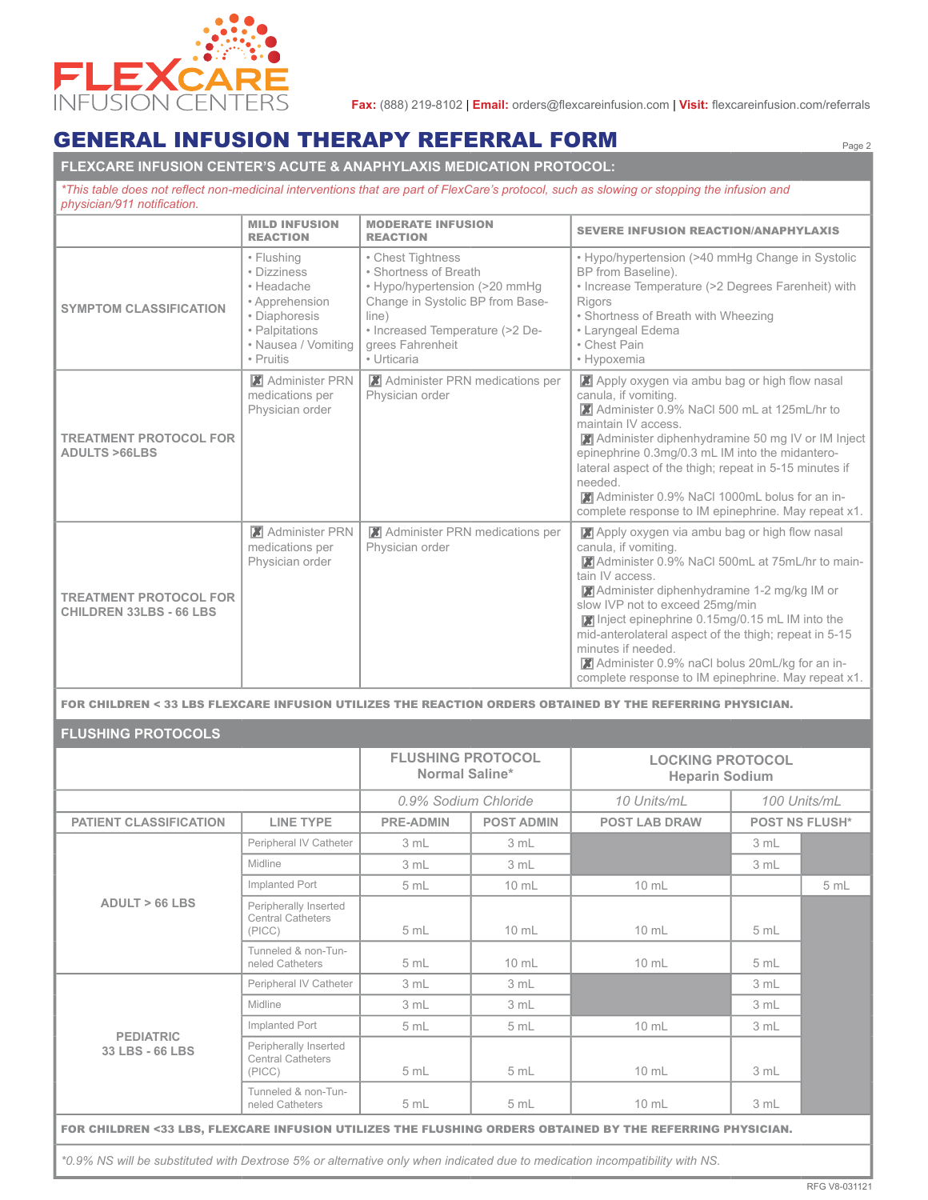# GENERAL INFUSION THERAPY REFERRAL FORM

## FLEXCARE INFUSION CENTER'S ACUTE & ANAPHYLAXIS MEDICATION PROTOCOL:

*\*This table does not reflect non-medicinal interventions that are part of FlexCare's protocol, such as slowing or stopping the infusion and physician/911 notification.*

| | MILD INFUSION REACTION | MODERATE INFUSION REACTION | SEVERE INFUSION REACTION/ANAPHYLAXIS |
|---|---|---|---|
| **SYMPTOM CLASSIFICATION** | • Flushing<br>• Dizziness<br>• Headache<br>• Apprehension<br>• Diaphoresis<br>• Palpitations<br>• Nausea / Vomiting<br>• Pruitis | • Chest Tightness<br>• Shortness of Breath<br>• Hypo/hypertension (>20 mmHg Change in Systolic BP from Baseline)<br>• Increased Temperature (>2 Degrees Farenheit)<br>• Urticaria | • Hypo/hypertension (>40 mmHg Change in Systolic BP from Baseline).<br>• Increase Temperature (>2 Degrees Farenheit) with Rigors<br>• Shortness of Breath with Wheezing<br>• Laryngeal Edema<br>• Chest Pain<br>• Hypoxemia |
| **TREATMENT PROTOCOL FOR ADULTS >66LBS** | ☒ Administer PRN medications per Physician order | ☒ Administer PRN medications per Physician order | ☒ Apply oxygen via ambu bag or high flow nasal canula, if vomiting.<br>☒ Administer 0.9% NaCl 500 mL at 125mL/hr to maintain IV access.<br>☒ Administer diphenhydramine 50 mg IV or IM Inject epinephrine 0.3mg/0.3 mL IM into the midantero-lateral aspect of the thigh; repeat in 5-15 minutes if needed.<br>☒ Administer 0.9% NaCl 1000mL bolus for an incomplete response to IM epinephrine. May repeat x1. |
| **TREATMENT PROTOCOL FOR CHILDREN 33LBS - 66 LBS** | ☒ Administer PRN medications per Physician order | ☒ Administer PRN medications per Physician order | ☒ Apply oxygen via ambu bag or high flow nasal canula, if vomiting.<br>☒ Administer 0.9% NaCl 500mL at 75mL/hr to maintain IV access.<br>☒ Administer diphenhydramine 1-2 mg/kg IM or slow IVP not to exceed 25mg/min<br>☒ Inject epinephrine 0.15mg/0.15 mL IM into the mid-anterolateral aspect of the thigh; repeat in 5-15 minutes if needed.<br>☒ Administer 0.9% naCl bolus 20mL/kg for an incomplete response to IM epinephrine. May repeat x1. |

**FOR CHILDREN < 33 LBS FLEXCARE INFUSION UTILIZES THE REACTION ORDERS OBTAINED BY THE REFERRING PHYSICIAN.**

## FLUSHING PROTOCOLS

| | | FLUSHING PROTOCOL Normal Saline* | | LOCKING PROTOCOL Heparin Sodium | | |
|---|---|---|---|---|---|---|
| | | *0.9% Sodium Chloride* | | *10 Units/mL* | *100 Units/mL* | |
| **PATIENT CLASSIFICATION** | **LINE TYPE** | **PRE-ADMIN** | **POST ADMIN** | **POST LAB DRAW** | **POST NS FLUSH*** | |
| **ADULT > 66 LBS** | Peripheral IV Catheter | 3 mL | 3 mL | | 3 mL | |
| | Midline | 3 mL | 3 mL | | 3 mL | |
| | Implanted Port | 5 mL | 10 mL | 10 mL | | 5 mL |
| | Peripherally Inserted Central Catheters (PICC) | 5 mL | 10 mL | 10 mL | 5 mL | |
| | Tunneled & non-Tunneled Catheters | 5 mL | 10 mL | 10 mL | 5 mL | |
| **PEDIATRIC 33 LBS - 66 LBS** | Peripheral IV Catheter | 3 mL | 3 mL | | 3 mL | |
| | Midline | 3 mL | 3 mL | | 3 mL | |
| | Implanted Port | 5 mL | 5 mL | 10 mL | 3 mL | |
| | Peripherally Inserted Central Catheters (PICC) | 5 mL | 5 mL | 10 mL | 3 mL | |
| | Tunneled & non-Tunneled Catheters | 5 mL | 5 mL | 10 mL | 3 mL | |

**FOR CHILDREN <33 LBS, FLEXCARE INFUSION UTILIZES THE FLUSHING ORDERS OBTAINED BY THE REFERRING PHYSICIAN.**

*\*0.9% NS will be substituted with Dextrose 5% or alternative only when indicated due to medication incompatibility with NS.*